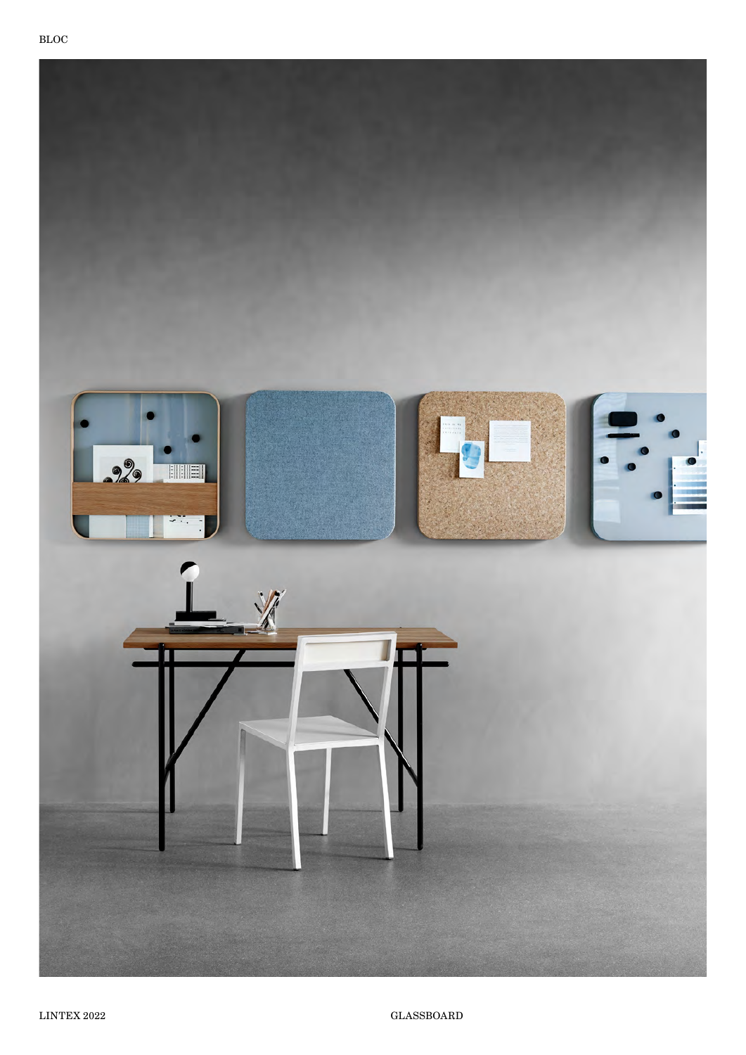BLOC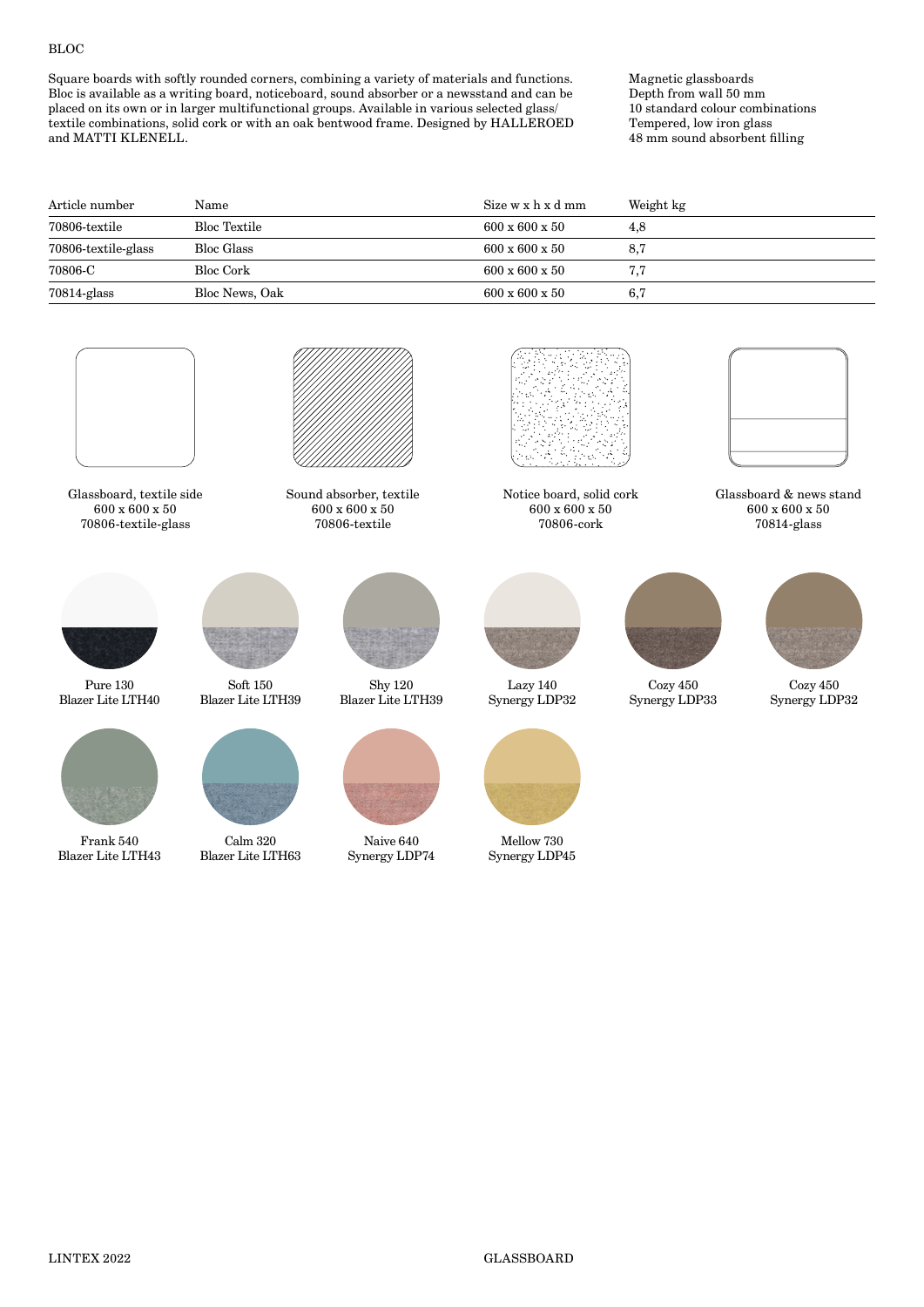BLOC

Square boards with softly rounded corners, combining a variety of materials and functions. Bloc is available as a writing board, noticeboard, sound absorber or a newsstand and can be placed on its own or in larger multifunctional groups. Available in various selected glass/ textile combinations, solid cork or with an oak bentwood frame. Designed by HALLEROED and MATTI KLENELL.

Magnetic glassboards
Depth from wall 50 mm
10 standard colour combinations
Tempered, low iron glass
48 mm sound absorbent filling

| Article number | Name | Size w x h x d mm | Weight kg |
|---|---|---|---|
| 70806-textile | Bloc Textile | 600 x 600 x 50 | 4,8 |
| 70806-textile-glass | Bloc Glass | 600 x 600 x 50 | 8,7 |
| 70806-C | Bloc Cork | 600 x 600 x 50 | 7,7 |
| 70814-glass | Bloc News, Oak | 600 x 600 x 50 | 6,7 |

Glassboard, textile side
600 x 600 x 50
70806-textile-glass

Sound absorber, textile
600 x 600 x 50
70806-textile

Notice board, solid cork
600 x 600 x 50
70806-cork

Glassboard & news stand
600 x 600 x 50
70814-glass

Pure 130
Blazer Lite LTH40

Soft 150
Blazer Lite LTH39

Shy 120
Blazer Lite LTH39

Lazy 140
Synergy LDP32

Cozy 450
Synergy LDP33

Cozy 450
Synergy LDP32

Frank 540
Blazer Lite LTH43

Calm 320
Blazer Lite LTH63

Naive 640
Synergy LDP74

Mellow 730
Synergy LDP45